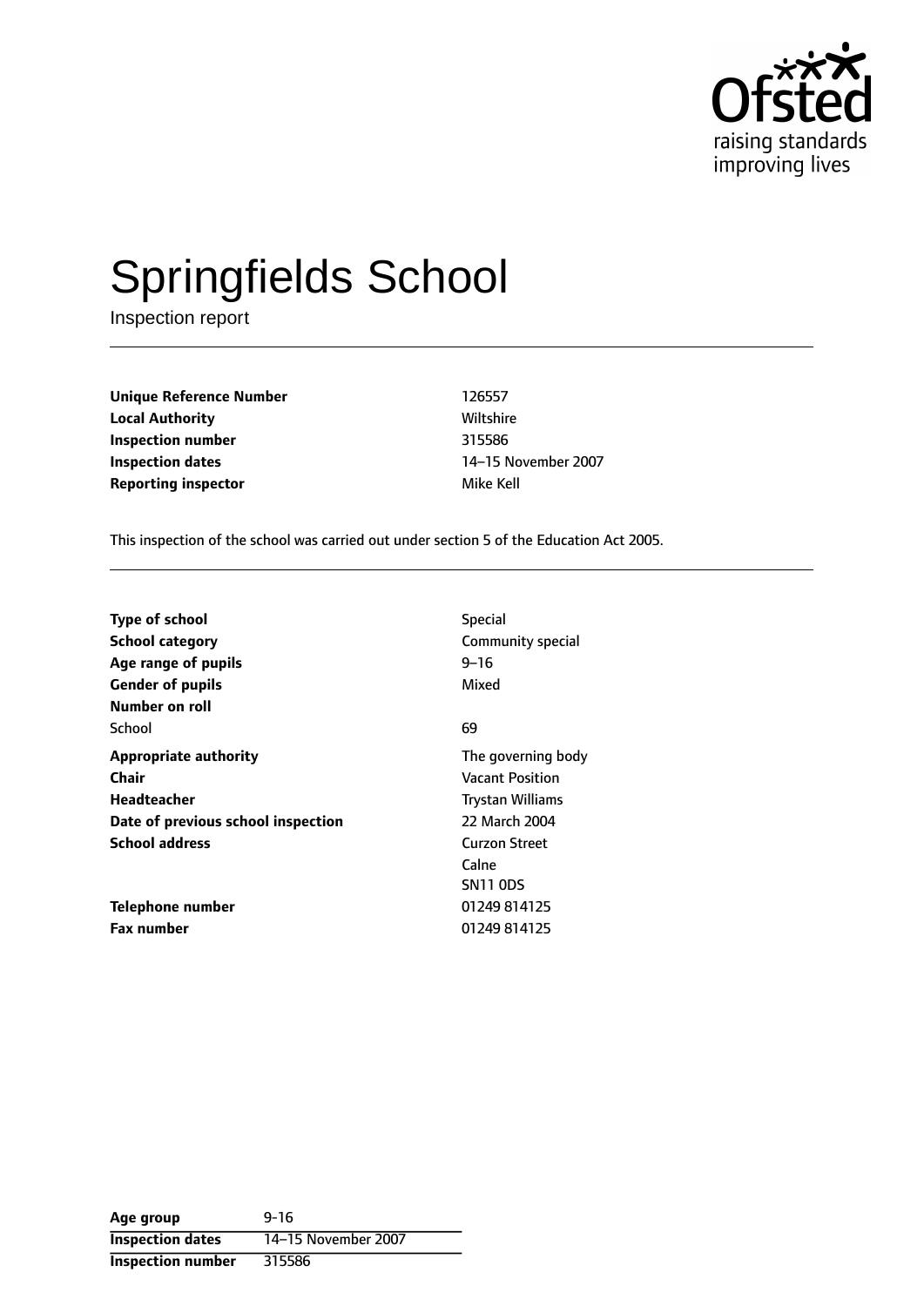Ofsted raising standards improving lives

# Springfields School

Inspection report

| | |
|---|---|
| **Unique Reference Number** | 126557 |
| **Local Authority** | Wiltshire |
| **Inspection number** | 315586 |
| **Inspection dates** | 14–15 November 2007 |
| **Reporting inspector** | Mike Kell |

This inspection of the school was carried out under section 5 of the Education Act 2005.

| | |
|---|---|
| **Type of school** | Special |
| **School category** | Community special |
| **Age range of pupils** | 9–16 |
| **Gender of pupils** | Mixed |
| **Number on roll** | |
| School | 69 |
| **Appropriate authority** | The governing body |
| **Chair** | Vacant Position |
| **Headteacher** | Trystan Williams |
| **Date of previous school inspection** | 22 March 2004 |
| **School address** | Curzon Street<br>Calne<br>SN11 0DS |
| **Telephone number** | 01249 814125 |
| **Fax number** | 01249 814125 |

| | |
|---|---|
| **Age group** | 9-16 |
| **Inspection dates** | 14–15 November 2007 |
| **Inspection number** | 315586 |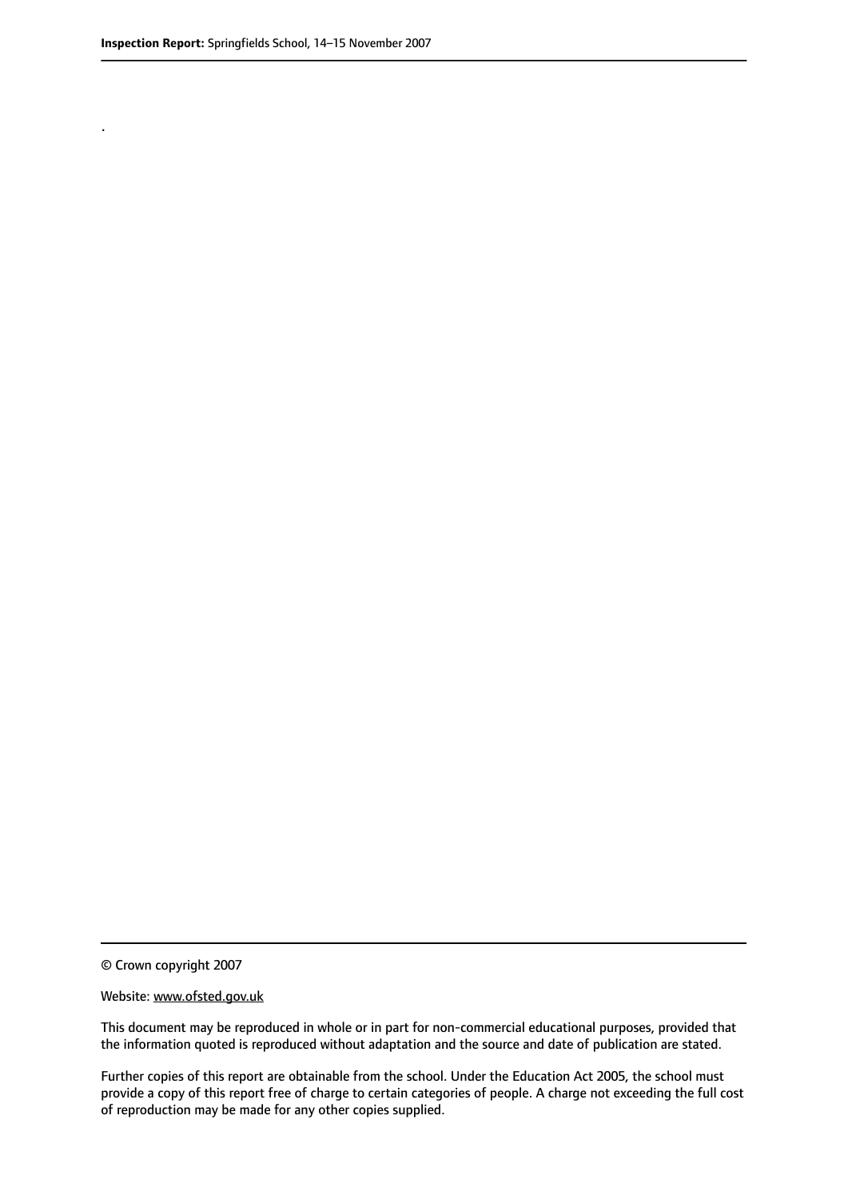.

© Crown copyright 2007

Website: www.ofsted.gov.uk

This document may be reproduced in whole or in part for non-commercial educational purposes, provided that the information quoted is reproduced without adaptation and the source and date of publication are stated.

Further copies of this report are obtainable from the school. Under the Education Act 2005, the school must provide a copy of this report free of charge to certain categories of people. A charge not exceeding the full cost of reproduction may be made for any other copies supplied.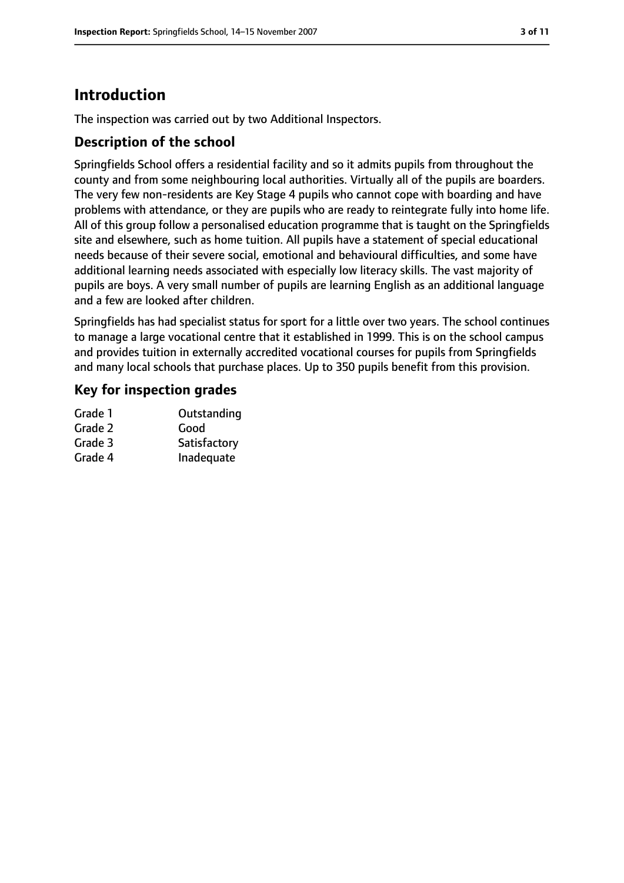## Introduction

The inspection was carried out by two Additional Inspectors.

### Description of the school

Springfields School offers a residential facility and so it admits pupils from throughout the county and from some neighbouring local authorities. Virtually all of the pupils are boarders. The very few non-residents are Key Stage 4 pupils who cannot cope with boarding and have problems with attendance, or they are pupils who are ready to reintegrate fully into home life. All of this group follow a personalised education programme that is taught on the Springfields site and elsewhere, such as home tuition. All pupils have a statement of special educational needs because of their severe social, emotional and behavioural difficulties, and some have additional learning needs associated with especially low literacy skills. The vast majority of pupils are boys. A very small number of pupils are learning English as an additional language and a few are looked after children.

Springfields has had specialist status for sport for a little over two years. The school continues to manage a large vocational centre that it established in 1999. This is on the school campus and provides tuition in externally accredited vocational courses for pupils from Springfields and many local schools that purchase places. Up to 350 pupils benefit from this provision.

### Key for inspection grades

| | |
|---|---|
| Grade 1 | Outstanding |
| Grade 2 | Good |
| Grade 3 | Satisfactory |
| Grade 4 | Inadequate |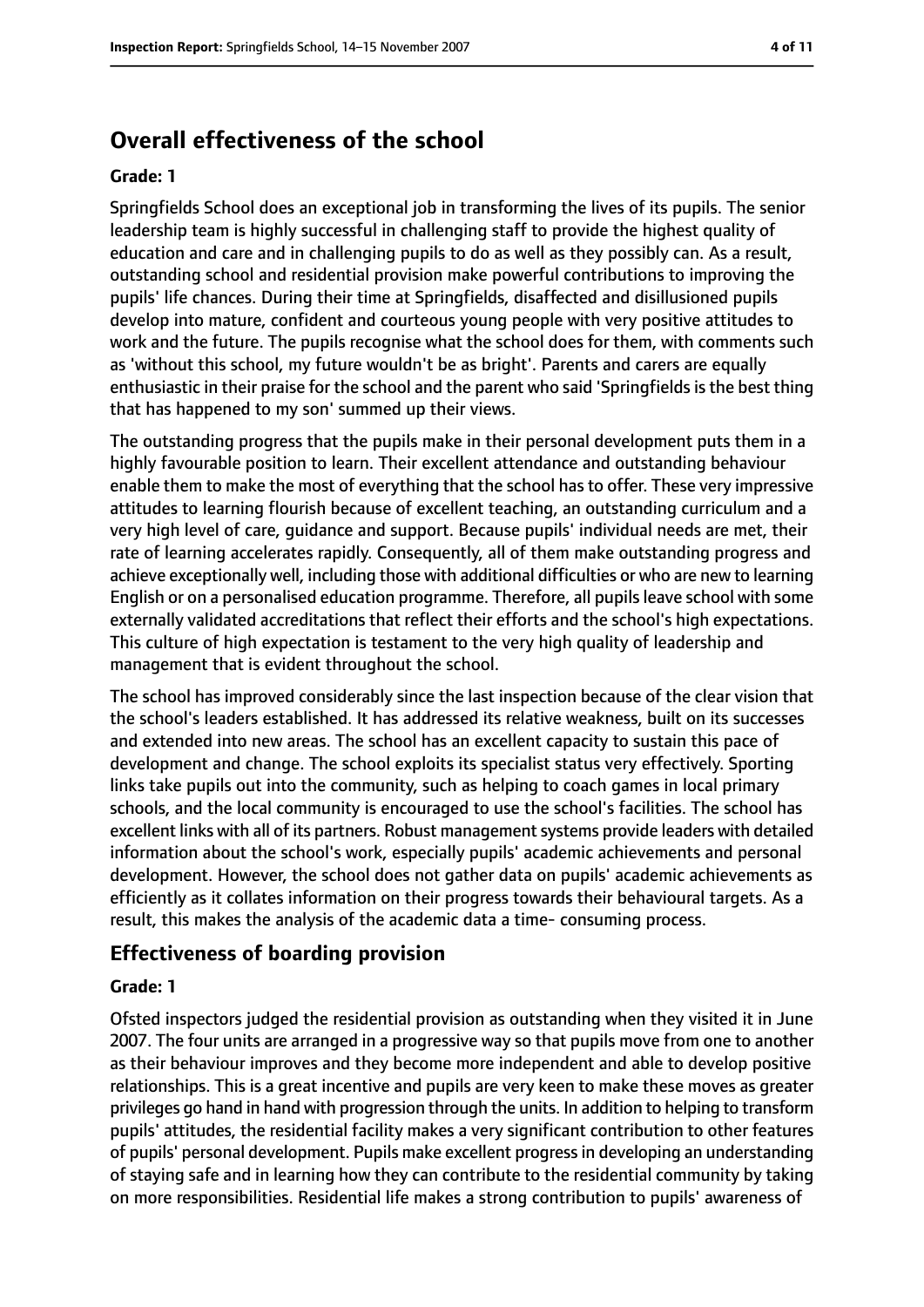# Overall effectiveness of the school

**Grade: 1**

Springfields School does an exceptional job in transforming the lives of its pupils. The senior leadership team is highly successful in challenging staff to provide the highest quality of education and care and in challenging pupils to do as well as they possibly can. As a result, outstanding school and residential provision make powerful contributions to improving the pupils' life chances. During their time at Springfields, disaffected and disillusioned pupils develop into mature, confident and courteous young people with very positive attitudes to work and the future. The pupils recognise what the school does for them, with comments such as 'without this school, my future wouldn't be as bright'. Parents and carers are equally enthusiastic in their praise for the school and the parent who said 'Springfields is the best thing that has happened to my son' summed up their views.

The outstanding progress that the pupils make in their personal development puts them in a highly favourable position to learn. Their excellent attendance and outstanding behaviour enable them to make the most of everything that the school has to offer. These very impressive attitudes to learning flourish because of excellent teaching, an outstanding curriculum and a very high level of care, guidance and support. Because pupils' individual needs are met, their rate of learning accelerates rapidly. Consequently, all of them make outstanding progress and achieve exceptionally well, including those with additional difficulties or who are new to learning English or on a personalised education programme. Therefore, all pupils leave school with some externally validated accreditations that reflect their efforts and the school's high expectations. This culture of high expectation is testament to the very high quality of leadership and management that is evident throughout the school.

The school has improved considerably since the last inspection because of the clear vision that the school's leaders established. It has addressed its relative weakness, built on its successes and extended into new areas. The school has an excellent capacity to sustain this pace of development and change. The school exploits its specialist status very effectively. Sporting links take pupils out into the community, such as helping to coach games in local primary schools, and the local community is encouraged to use the school's facilities. The school has excellent links with all of its partners. Robust management systems provide leaders with detailed information about the school's work, especially pupils' academic achievements and personal development. However, the school does not gather data on pupils' academic achievements as efficiently as it collates information on their progress towards their behavioural targets. As a result, this makes the analysis of the academic data a time- consuming process.

## Effectiveness of boarding provision

**Grade: 1**

Ofsted inspectors judged the residential provision as outstanding when they visited it in June 2007. The four units are arranged in a progressive way so that pupils move from one to another as their behaviour improves and they become more independent and able to develop positive relationships. This is a great incentive and pupils are very keen to make these moves as greater privileges go hand in hand with progression through the units. In addition to helping to transform pupils' attitudes, the residential facility makes a very significant contribution to other features of pupils' personal development. Pupils make excellent progress in developing an understanding of staying safe and in learning how they can contribute to the residential community by taking on more responsibilities. Residential life makes a strong contribution to pupils' awareness of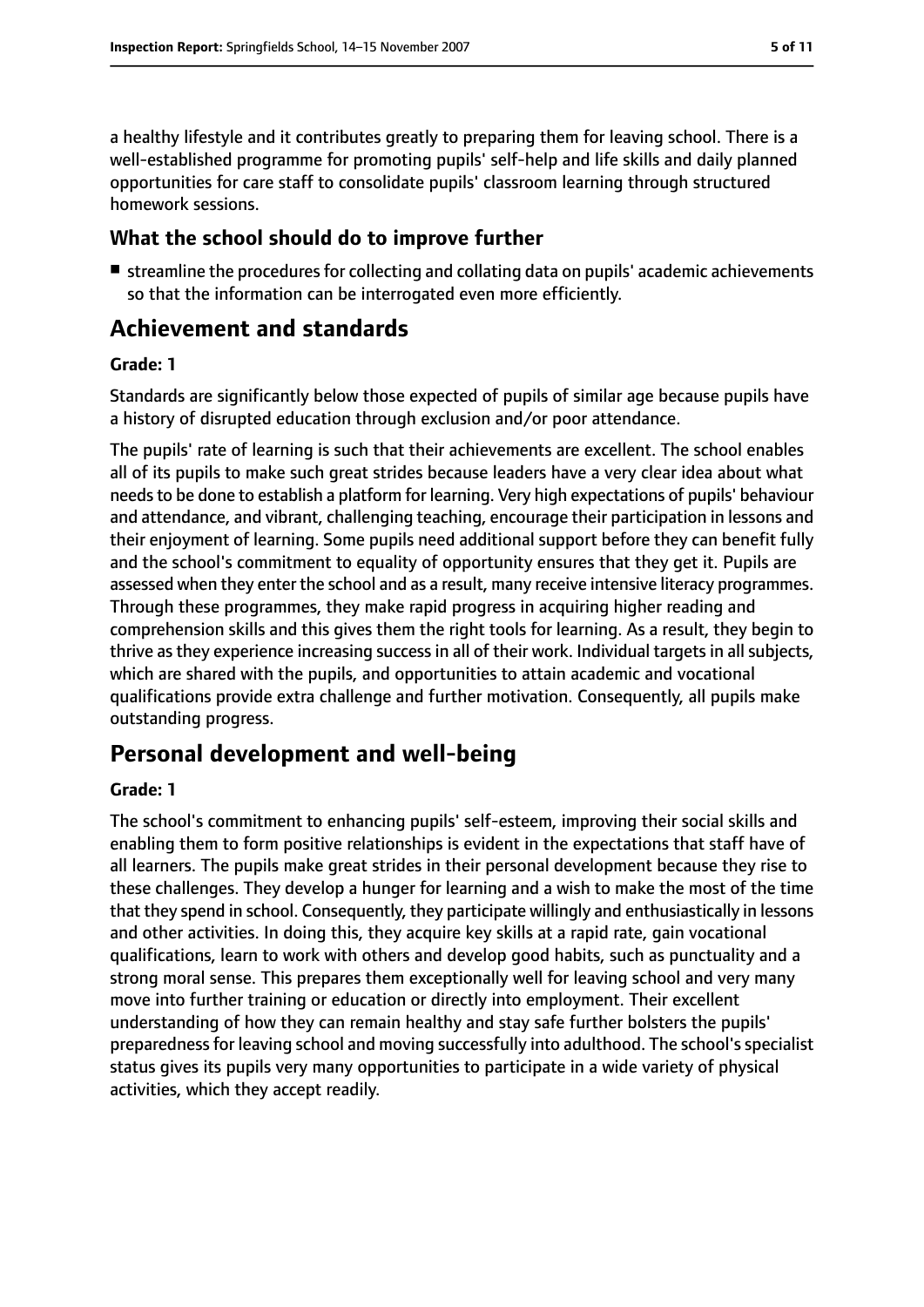a healthy lifestyle and it contributes greatly to preparing them for leaving school. There is a well-established programme for promoting pupils' self-help and life skills and daily planned opportunities for care staff to consolidate pupils' classroom learning through structured homework sessions.

### What the school should do to improve further

- streamline the procedures for collecting and collating data on pupils' academic achievements so that the information can be interrogated even more efficiently.

## Achievement and standards

**Grade: 1**

Standards are significantly below those expected of pupils of similar age because pupils have a history of disrupted education through exclusion and/or poor attendance.

The pupils' rate of learning is such that their achievements are excellent. The school enables all of its pupils to make such great strides because leaders have a very clear idea about what needs to be done to establish a platform for learning. Very high expectations of pupils' behaviour and attendance, and vibrant, challenging teaching, encourage their participation in lessons and their enjoyment of learning. Some pupils need additional support before they can benefit fully and the school's commitment to equality of opportunity ensures that they get it. Pupils are assessed when they enter the school and as a result, many receive intensive literacy programmes. Through these programmes, they make rapid progress in acquiring higher reading and comprehension skills and this gives them the right tools for learning. As a result, they begin to thrive as they experience increasing success in all of their work. Individual targets in all subjects, which are shared with the pupils, and opportunities to attain academic and vocational qualifications provide extra challenge and further motivation. Consequently, all pupils make outstanding progress.

## Personal development and well-being

**Grade: 1**

The school's commitment to enhancing pupils' self-esteem, improving their social skills and enabling them to form positive relationships is evident in the expectations that staff have of all learners. The pupils make great strides in their personal development because they rise to these challenges. They develop a hunger for learning and a wish to make the most of the time that they spend in school. Consequently, they participate willingly and enthusiastically in lessons and other activities. In doing this, they acquire key skills at a rapid rate, gain vocational qualifications, learn to work with others and develop good habits, such as punctuality and a strong moral sense. This prepares them exceptionally well for leaving school and very many move into further training or education or directly into employment. Their excellent understanding of how they can remain healthy and stay safe further bolsters the pupils' preparedness for leaving school and moving successfully into adulthood. The school's specialist status gives its pupils very many opportunities to participate in a wide variety of physical activities, which they accept readily.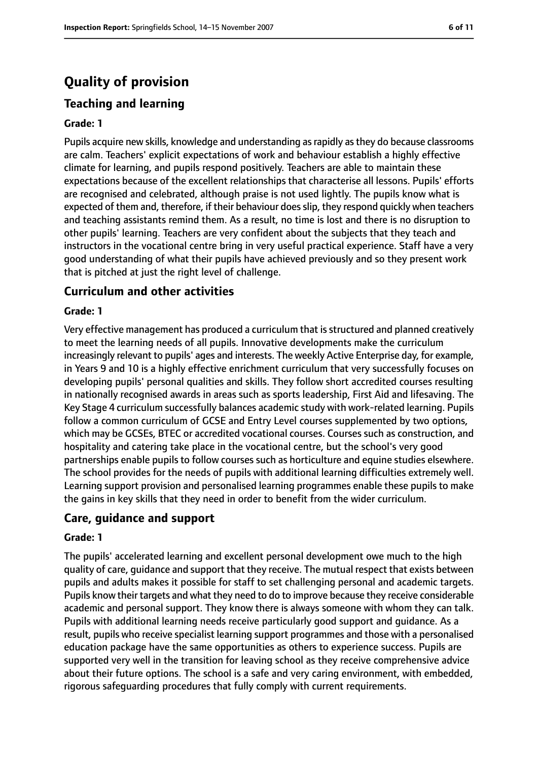# Quality of provision

## Teaching and learning

### Grade: 1

Pupils acquire new skills, knowledge and understanding as rapidly as they do because classrooms are calm. Teachers' explicit expectations of work and behaviour establish a highly effective climate for learning, and pupils respond positively. Teachers are able to maintain these expectations because of the excellent relationships that characterise all lessons. Pupils' efforts are recognised and celebrated, although praise is not used lightly. The pupils know what is expected of them and, therefore, if their behaviour does slip, they respond quickly when teachers and teaching assistants remind them. As a result, no time is lost and there is no disruption to other pupils' learning. Teachers are very confident about the subjects that they teach and instructors in the vocational centre bring in very useful practical experience. Staff have a very good understanding of what their pupils have achieved previously and so they present work that is pitched at just the right level of challenge.

## Curriculum and other activities

### Grade: 1

Very effective management has produced a curriculum that is structured and planned creatively to meet the learning needs of all pupils. Innovative developments make the curriculum increasingly relevant to pupils' ages and interests. The weekly Active Enterprise day, for example, in Years 9 and 10 is a highly effective enrichment curriculum that very successfully focuses on developing pupils' personal qualities and skills. They follow short accredited courses resulting in nationally recognised awards in areas such as sports leadership, First Aid and lifesaving. The Key Stage 4 curriculum successfully balances academic study with work-related learning. Pupils follow a common curriculum of GCSE and Entry Level courses supplemented by two options, which may be GCSEs, BTEC or accredited vocational courses. Courses such as construction, and hospitality and catering take place in the vocational centre, but the school's very good partnerships enable pupils to follow courses such as horticulture and equine studies elsewhere. The school provides for the needs of pupils with additional learning difficulties extremely well. Learning support provision and personalised learning programmes enable these pupils to make the gains in key skills that they need in order to benefit from the wider curriculum.

## Care, guidance and support

### Grade: 1

The pupils' accelerated learning and excellent personal development owe much to the high quality of care, guidance and support that they receive. The mutual respect that exists between pupils and adults makes it possible for staff to set challenging personal and academic targets. Pupils know their targets and what they need to do to improve because they receive considerable academic and personal support. They know there is always someone with whom they can talk. Pupils with additional learning needs receive particularly good support and guidance. As a result, pupils who receive specialist learning support programmes and those with a personalised education package have the same opportunities as others to experience success. Pupils are supported very well in the transition for leaving school as they receive comprehensive advice about their future options. The school is a safe and very caring environment, with embedded, rigorous safeguarding procedures that fully comply with current requirements.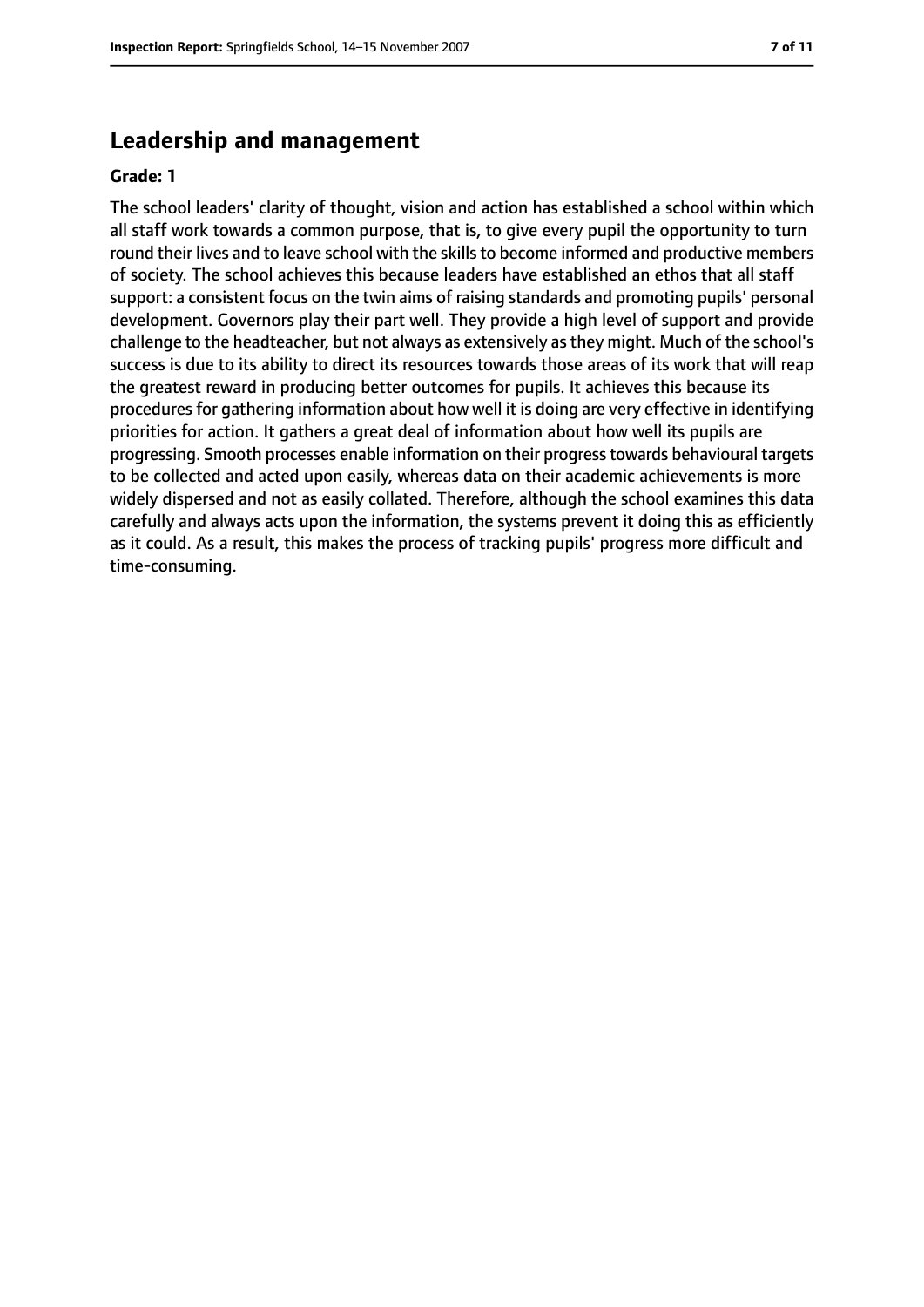## Leadership and management

**Grade: 1**

The school leaders' clarity of thought, vision and action has established a school within which all staff work towards a common purpose, that is, to give every pupil the opportunity to turn round their lives and to leave school with the skills to become informed and productive members of society. The school achieves this because leaders have established an ethos that all staff support: a consistent focus on the twin aims of raising standards and promoting pupils' personal development. Governors play their part well. They provide a high level of support and provide challenge to the headteacher, but not always as extensively as they might. Much of the school's success is due to its ability to direct its resources towards those areas of its work that will reap the greatest reward in producing better outcomes for pupils. It achieves this because its procedures for gathering information about how well it is doing are very effective in identifying priorities for action. It gathers a great deal of information about how well its pupils are progressing. Smooth processes enable information on their progress towards behavioural targets to be collected and acted upon easily, whereas data on their academic achievements is more widely dispersed and not as easily collated. Therefore, although the school examines this data carefully and always acts upon the information, the systems prevent it doing this as efficiently as it could. As a result, this makes the process of tracking pupils' progress more difficult and time-consuming.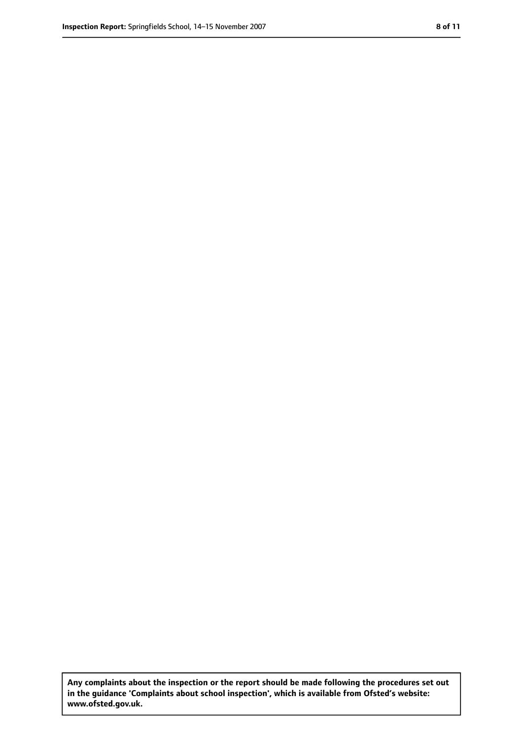**Any complaints about the inspection or the report should be made following the procedures set out in the guidance 'Complaints about school inspection', which is available from Ofsted's website: www.ofsted.gov.uk.**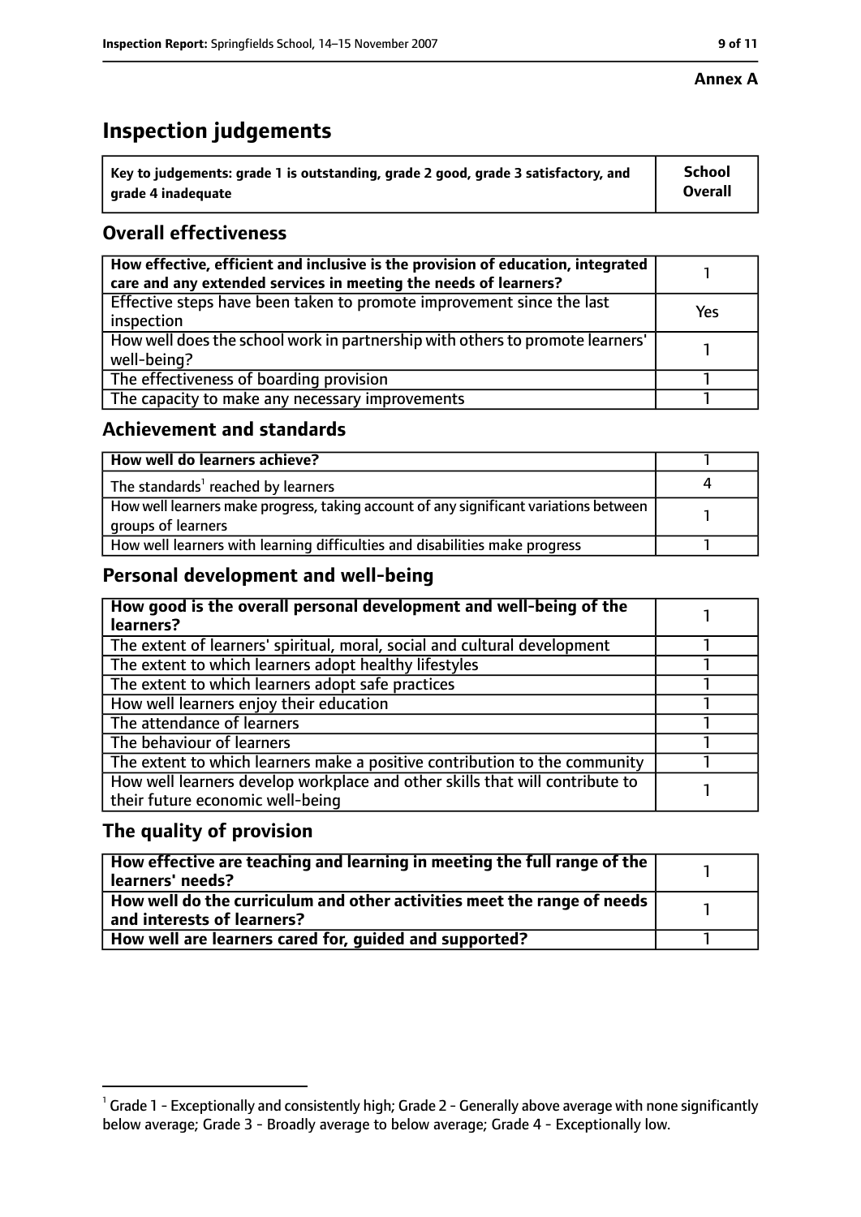**Annex A**

# Inspection judgements

| Key to judgements: grade 1 is outstanding, grade 2 good, grade 3 satisfactory, and grade 4 inadequate | School Overall |
|---|---|

## Overall effectiveness

| | |
|---|---|
| How effective, efficient and inclusive is the provision of education, integrated care and any extended services in meeting the needs of learners? | 1 |
| Effective steps have been taken to promote improvement since the last inspection | Yes |
| How well does the school work in partnership with others to promote learners' well-being? | 1 |
| The effectiveness of boarding provision | 1 |
| The capacity to make any necessary improvements | 1 |

## Achievement and standards

| | |
|---|---|
| How well do learners achieve? | 1 |
| The standards[1] reached by learners | 4 |
| How well learners make progress, taking account of any significant variations between groups of learners | 1 |
| How well learners with learning difficulties and disabilities make progress | 1 |

## Personal development and well-being

| | |
|---|---|
| How good is the overall personal development and well-being of the learners? | 1 |
| The extent of learners' spiritual, moral, social and cultural development | 1 |
| The extent to which learners adopt healthy lifestyles | 1 |
| The extent to which learners adopt safe practices | 1 |
| How well learners enjoy their education | 1 |
| The attendance of learners | 1 |
| The behaviour of learners | 1 |
| The extent to which learners make a positive contribution to the community | 1 |
| How well learners develop workplace and other skills that will contribute to their future economic well-being | 1 |

## The quality of provision

| | |
|---|---|
| How effective are teaching and learning in meeting the full range of the learners' needs? | 1 |
| How well do the curriculum and other activities meet the range of needs and interests of learners? | 1 |
| How well are learners cared for, guided and supported? | 1 |

[1] Grade 1 - Exceptionally and consistently high; Grade 2 - Generally above average with none significantly below average; Grade 3 - Broadly average to below average; Grade 4 - Exceptionally low.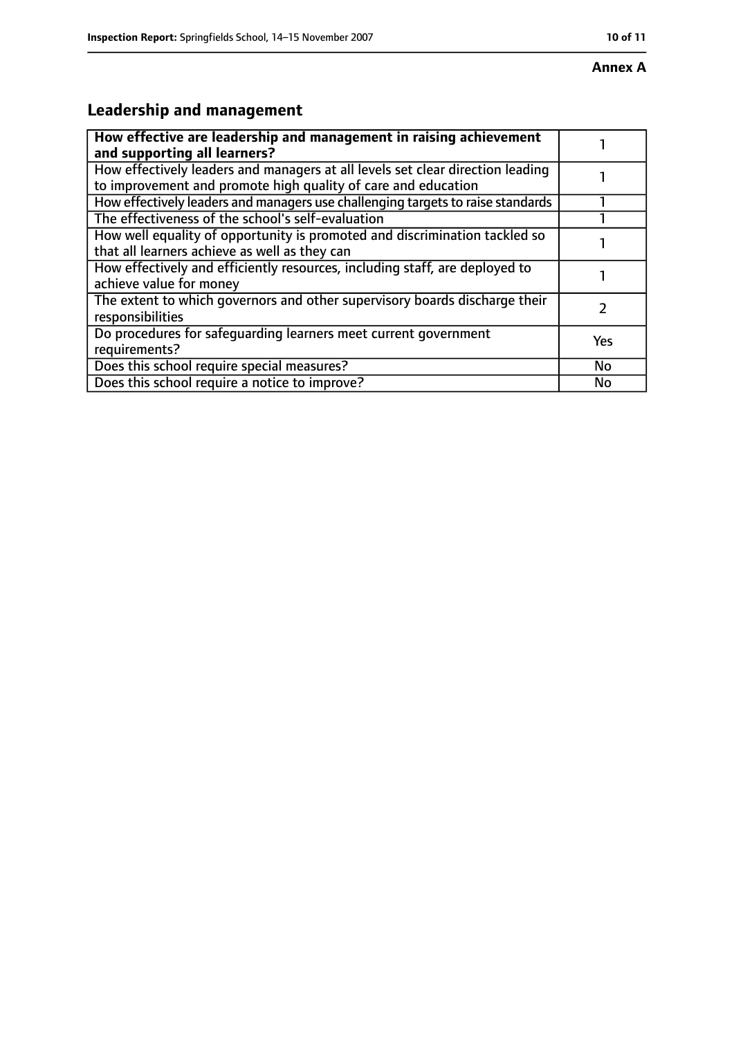**Annex A**

## Leadership and management

| **How effective are leadership and management in raising achievement and supporting all learners?** | 1 |
|---|---|
| How effectively leaders and managers at all levels set clear direction leading to improvement and promote high quality of care and education | 1 |
| How effectively leaders and managers use challenging targets to raise standards | 1 |
| The effectiveness of the school's self-evaluation | 1 |
| How well equality of opportunity is promoted and discrimination tackled so that all learners achieve as well as they can | 1 |
| How effectively and efficiently resources, including staff, are deployed to achieve value for money | 1 |
| The extent to which governors and other supervisory boards discharge their responsibilities | 2 |
| Do procedures for safeguarding learners meet current government requirements? | Yes |
| Does this school require special measures? | No |
| Does this school require a notice to improve? | No |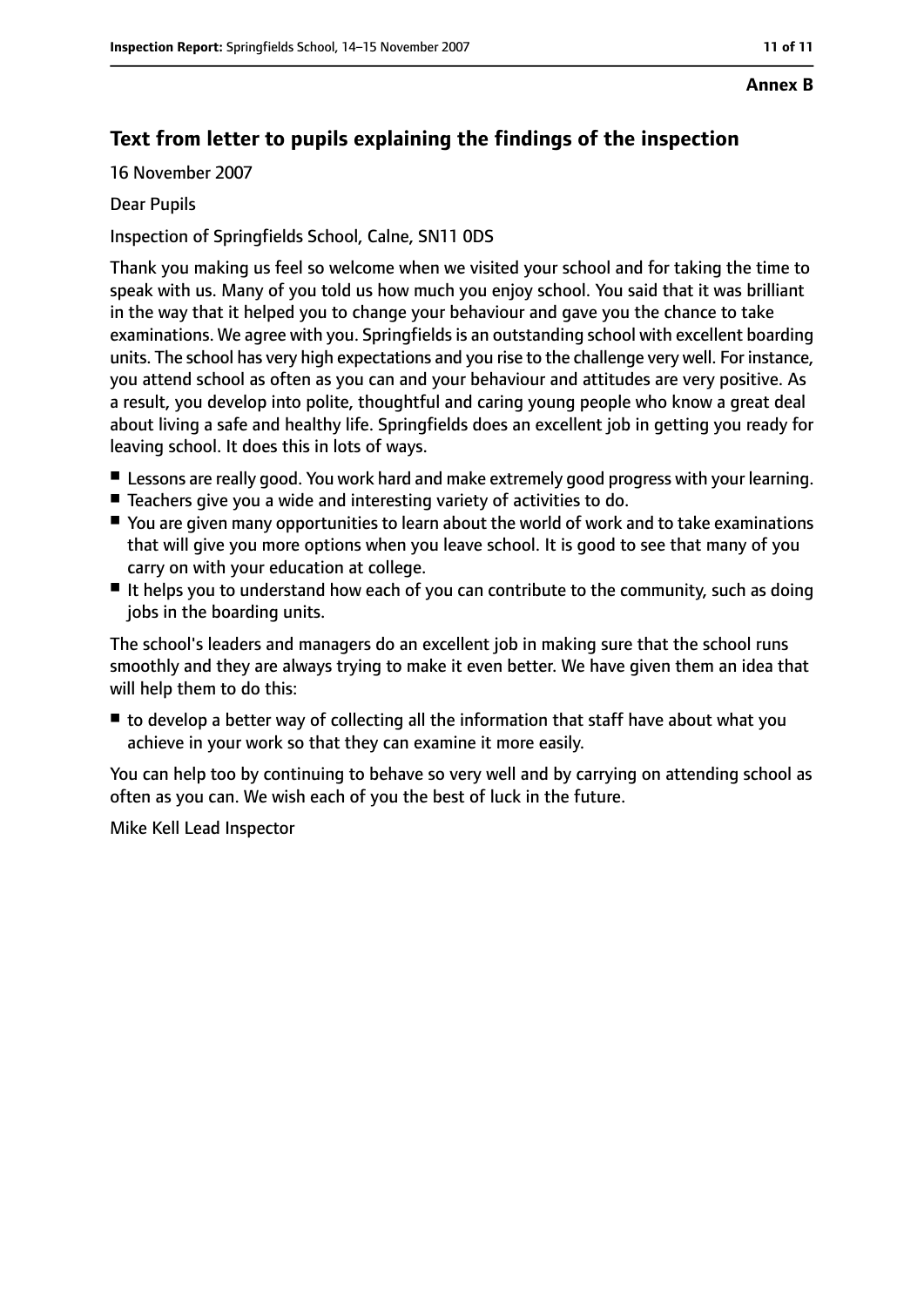**Annex B**

## Text from letter to pupils explaining the findings of the inspection

16 November 2007

Dear Pupils

Inspection of Springfields School, Calne, SN11 0DS

Thank you making us feel so welcome when we visited your school and for taking the time to speak with us. Many of you told us how much you enjoy school. You said that it was brilliant in the way that it helped you to change your behaviour and gave you the chance to take examinations. We agree with you. Springfields is an outstanding school with excellent boarding units. The school has very high expectations and you rise to the challenge very well. For instance, you attend school as often as you can and your behaviour and attitudes are very positive. As a result, you develop into polite, thoughtful and caring young people who know a great deal about living a safe and healthy life. Springfields does an excellent job in getting you ready for leaving school. It does this in lots of ways.

- Lessons are really good. You work hard and make extremely good progress with your learning.
- Teachers give you a wide and interesting variety of activities to do.
- You are given many opportunities to learn about the world of work and to take examinations that will give you more options when you leave school. It is good to see that many of you carry on with your education at college.
- It helps you to understand how each of you can contribute to the community, such as doing jobs in the boarding units.

The school's leaders and managers do an excellent job in making sure that the school runs smoothly and they are always trying to make it even better. We have given them an idea that will help them to do this:

- to develop a better way of collecting all the information that staff have about what you achieve in your work so that they can examine it more easily.

You can help too by continuing to behave so very well and by carrying on attending school as often as you can. We wish each of you the best of luck in the future.

Mike Kell Lead Inspector